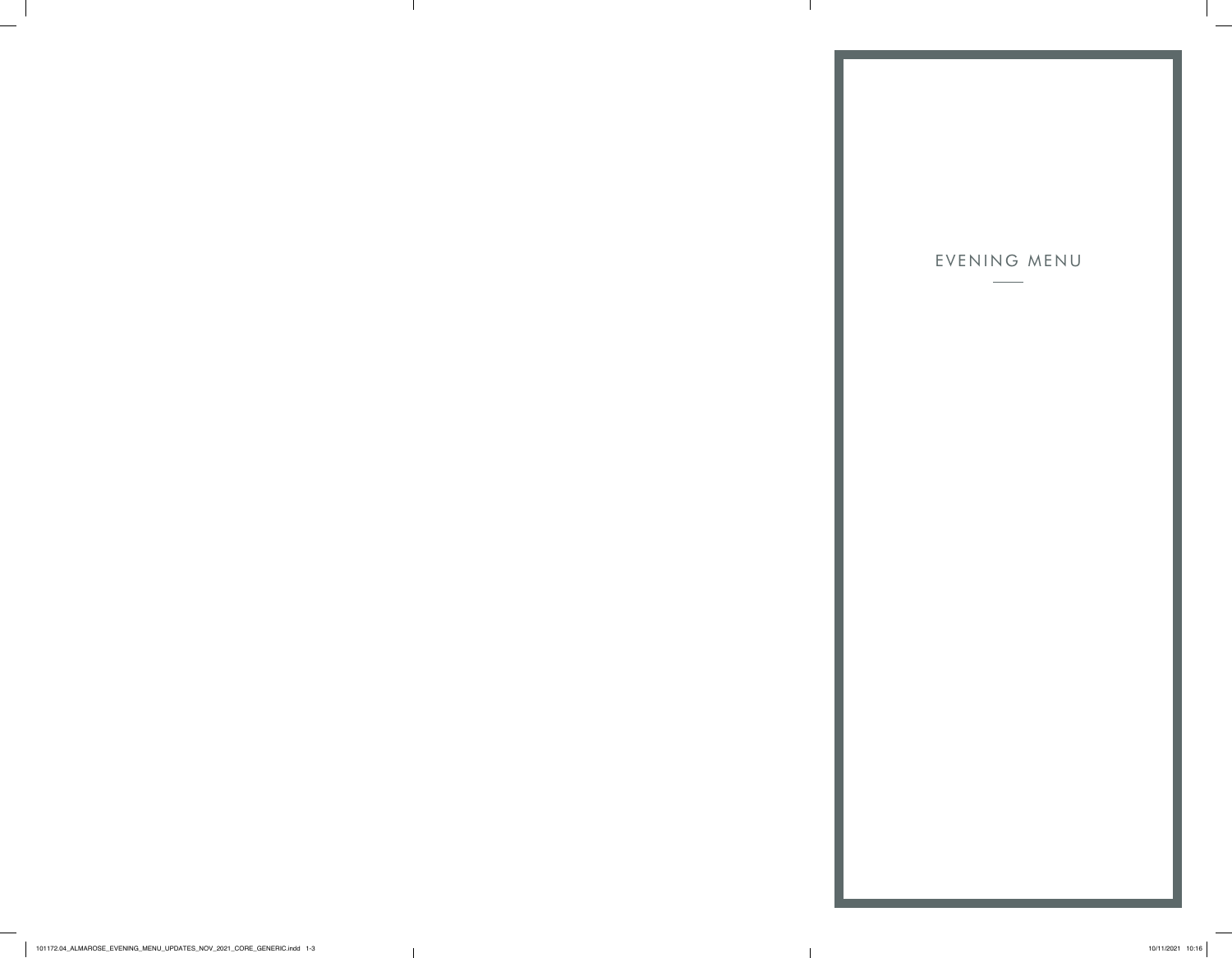# EVENING MENU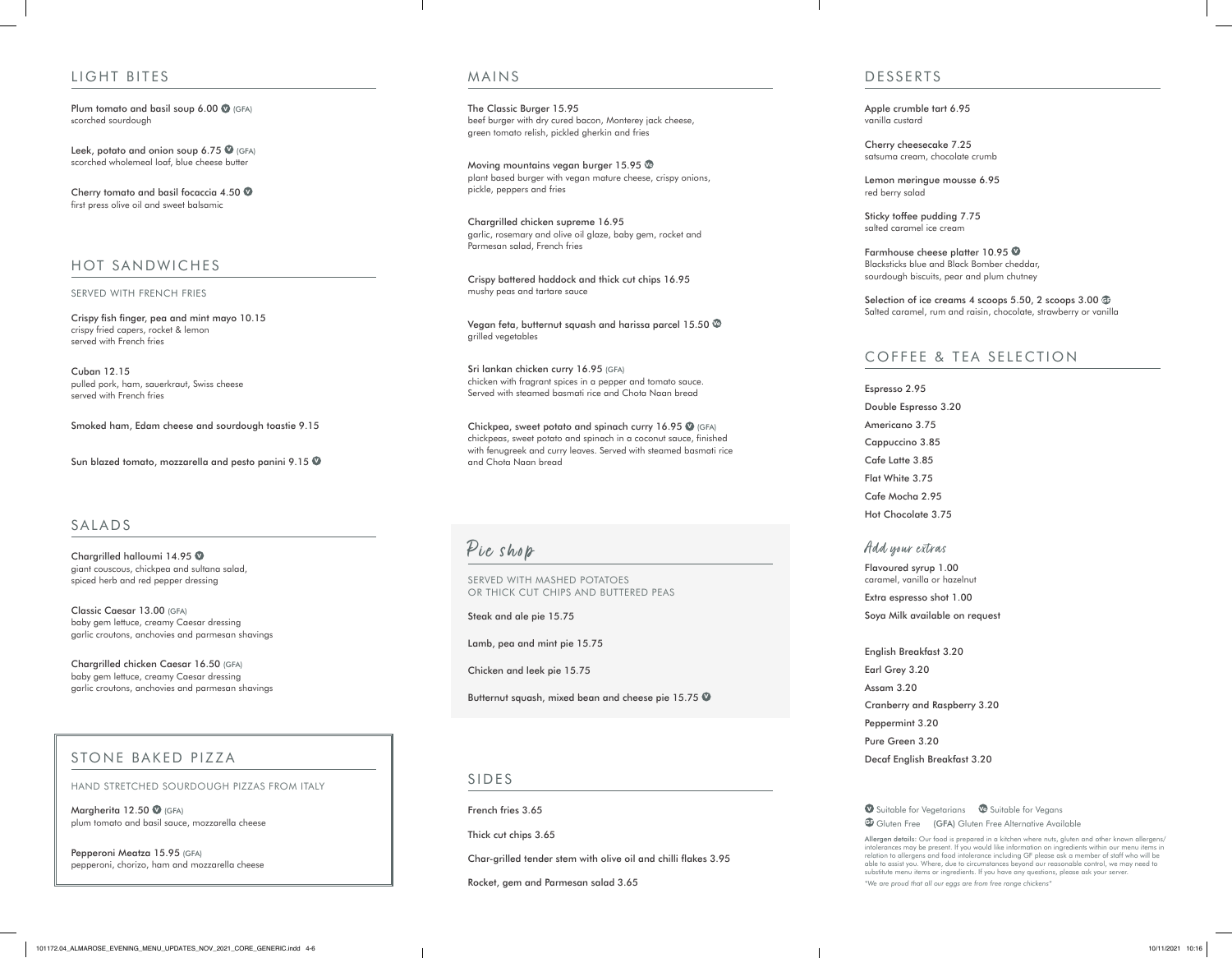## LIGHT BITES

Plum tomato and basil soup 6.00 (V) (GFA)
scorched sourdough

Leek, potato and onion soup 6.75 (V) (GFA)
scorched wholemeal loaf, blue cheese butter

Cherry tomato and basil focaccia 4.50 (V)
first press olive oil and sweet balsamic

## HOT SANDWICHES

SERVED WITH FRENCH FRIES

Crispy fish finger, pea and mint mayo 10.15
crispy fried capers, rocket & lemon
served with French fries

Cuban 12.15
pulled pork, ham, sauerkraut, Swiss cheese
served with French fries

Smoked ham, Edam cheese and sourdough toastie 9.15

Sun blazed tomato, mozzarella and pesto panini 9.15 (V)

## SALADS

Chargrilled halloumi 14.95 (V)
giant couscous, chickpea and sultana salad,
spiced herb and red pepper dressing

Classic Caesar 13.00 (GFA)
baby gem lettuce, creamy Caesar dressing
garlic croutons, anchovies and parmesan shavings

Chargrilled chicken Caesar 16.50 (GFA)
baby gem lettuce, creamy Caesar dressing
garlic croutons, anchovies and parmesan shavings

## STONE BAKED PIZZA

HAND STRETCHED SOURDOUGH PIZZAS FROM ITALY

Margherita 12.50 (V) (GFA)
plum tomato and basil sauce, mozzarella cheese

Pepperoni Meatza 15.95 (GFA)
pepperoni, chorizo, ham and mozzarella cheese

## MAINS

The Classic Burger 15.95
beef burger with dry cured bacon, Monterey jack cheese,
green tomato relish, pickled gherkin and fries

Moving mountains vegan burger 15.95 (Ve)
plant based burger with vegan mature cheese, crispy onions,
pickle, peppers and fries

Chargrilled chicken supreme 16.95
garlic, rosemary and olive oil glaze, baby gem, rocket and
Parmesan salad, French fries

Crispy battered haddock and thick cut chips 16.95
mushy peas and tartare sauce

Vegan feta, butternut squash and harissa parcel 15.50 (Ve)
grilled vegetables

Sri lankan chicken curry 16.95 (GFA)
chicken with fragrant spices in a pepper and tomato sauce.
Served with steamed basmati rice and Chota Naan bread

Chickpea, sweet potato and spinach curry 16.95 (V) (GFA)
chickpeas, sweet potato and spinach in a coconut sauce, finished
with fenugreek and curry leaves. Served with steamed basmati rice
and Chota Naan bread

## Pie shop

SERVED WITH MASHED POTATOES
OR THICK CUT CHIPS AND BUTTERED PEAS

Steak and ale pie 15.75

Lamb, pea and mint pie 15.75

Chicken and leek pie 15.75

Butternut squash, mixed bean and cheese pie 15.75 (V)

## SIDES

French fries 3.65

Thick cut chips 3.65

Char-grilled tender stem with olive oil and chilli flakes 3.95

Rocket, gem and Parmesan salad 3.65

## DESSERTS

Apple crumble tart 6.95
vanilla custard

Cherry cheesecake 7.25
satsuma cream, chocolate crumb

Lemon meringue mousse 6.95
red berry salad

Sticky toffee pudding 7.75
salted caramel ice cream

Farmhouse cheese platter 10.95 (V)
Blacksticks blue and Black Bomber cheddar,
sourdough biscuits, pear and plum chutney

Selection of ice creams 4 scoops 5.50, 2 scoops 3.00 (GF)
Salted caramel, rum and raisin, chocolate, strawberry or vanilla

## COFFEE & TEA SELECTION

Espresso 2.95

Double Espresso 3.20

Americano 3.75

Cappuccino 3.85

Cafe Latte 3.85

Flat White 3.75

Cafe Mocha 2.95

Hot Chocolate 3.75

### Add your extras

Flavoured syrup 1.00
caramel, vanilla or hazelnut

Extra espresso shot 1.00

Soya Milk available on request

English Breakfast 3.20

Earl Grey 3.20

Assam 3.20

Cranberry and Raspberry 3.20

Peppermint 3.20

Pure Green 3.20

Decaf English Breakfast 3.20

(V) Suitable for Vegetarians (Ve) Suitable for Vegans
(GF) Gluten Free (GFA) Gluten Free Alternative Available

Allergen details: Our food is prepared in a kitchen where nuts, gluten and other known allergens/intolerances may be present. If you would like information on ingredients within our menu items in relation to allergens and food intolerance including GF please ask a member of staff who will be able to assist you. Where, due to circumstances beyond our reasonable control, we may need to substitute menu items or ingredients. If you have any questions, please ask your server.

*"We are proud that all our eggs are from free range chickens"*